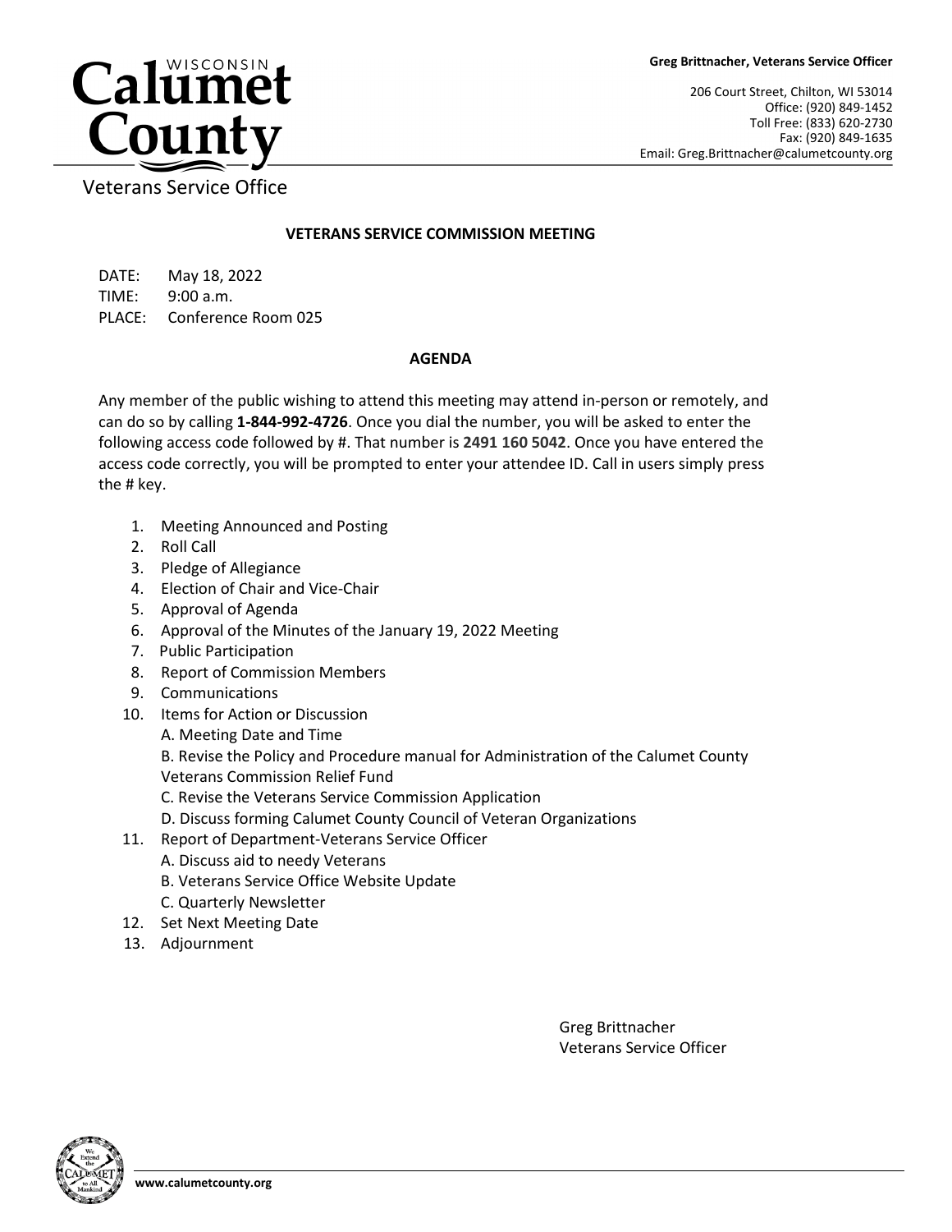**Calumet County** (WISCONSIN)

Veterans Service Office

**Greg Brittnacher, Veterans Service Officer**

206 Court Street, Chilton, WI 53014
Office: (920) 849-1452
Toll Free: (833) 620-2730
Fax: (920) 849-1635
Email: Greg.Brittnacher@calumetcounty.org

## VETERANS SERVICE COMMISSION MEETING

DATE: May 18, 2022
TIME: 9:00 a.m.
PLACE: Conference Room 025

## AGENDA

Any member of the public wishing to attend this meeting may attend in-person or remotely, and can do so by calling **1-844-992-4726**. Once you dial the number, you will be asked to enter the following access code followed by #. That number is **2491 160 5042**. Once you have entered the access code correctly, you will be prompted to enter your attendee ID. Call in users simply press the # key.

1. Meeting Announced and Posting
2. Roll Call
3. Pledge of Allegiance
4. Election of Chair and Vice-Chair
5. Approval of Agenda
6. Approval of the Minutes of the January 19, 2022 Meeting
7. Public Participation
8. Report of Commission Members
9. Communications
10. Items for Action or Discussion
    A. Meeting Date and Time
    B. Revise the Policy and Procedure manual for Administration of the Calumet County Veterans Commission Relief Fund
    C. Revise the Veterans Service Commission Application
    D. Discuss forming Calumet County Council of Veteran Organizations
11. Report of Department-Veterans Service Officer
    A. Discuss aid to needy Veterans
    B. Veterans Service Office Website Update
    C. Quarterly Newsletter
12. Set Next Meeting Date
13. Adjournment

Greg Brittnacher
Veterans Service Officer

**www.calumetcounty.org**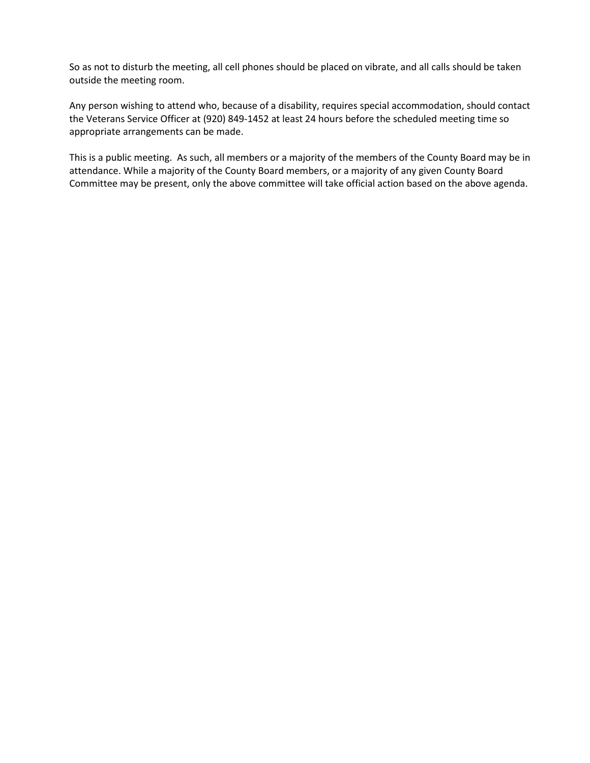So as not to disturb the meeting, all cell phones should be placed on vibrate, and all calls should be taken outside the meeting room.

Any person wishing to attend who, because of a disability, requires special accommodation, should contact the Veterans Service Officer at (920) 849-1452 at least 24 hours before the scheduled meeting time so appropriate arrangements can be made.

This is a public meeting. As such, all members or a majority of the members of the County Board may be in attendance. While a majority of the County Board members, or a majority of any given County Board Committee may be present, only the above committee will take official action based on the above agenda.